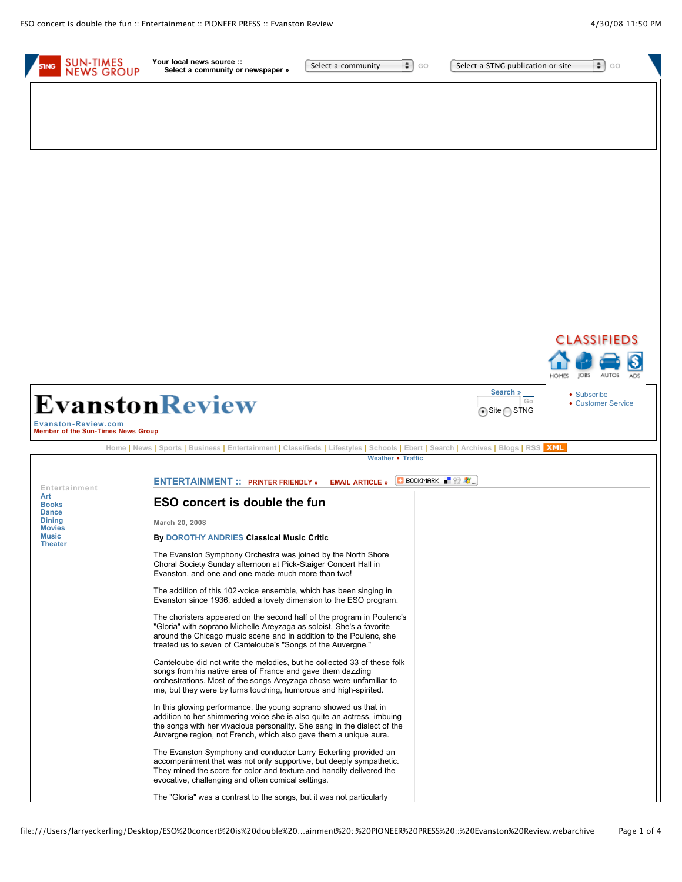# ESO concert is double the fun

March 20, 2008

By DOROTHY ANDRIES Classical Music Critic

The Evanston Symphony Orchestra was joined by the North Shore Choral Society Sunday afternoon at Pick-Staiger Concert Hall in Evanston, and one and one made much more than two!

The addition of this 102-voice ensemble, which has been singing in Evanston since 1936, added a lovely dimension to the ESO program.

The choristers appeared on the second half of the program in Poulenc's "Gloria" with soprano Michelle Areyzaga as soloist. She's a favorite around the Chicago music scene and in addition to the Poulenc, she treated us to seven of Canteloube's "Songs of the Auvergne."

Canteloube did not write the melodies, but he collected 33 of these folk songs from his native area of France and gave them dazzling orchestrations. Most of the songs Areyzaga chose were unfamiliar to me, but they were by turns touching, humorous and high-spirited.

In this glowing performance, the young soprano showed us that in addition to her shimmering voice she is also quite an actress, imbuing the songs with her vivacious personality. She sang in the dialect of the Auvergne region, not French, which also gave them a unique aura.

The Evanston Symphony and conductor Larry Eckerling provided an accompaniment that was not only supportive, but deeply sympathetic. They mined the score for color and texture and handily delivered the evocative, challenging and often comical settings.

The "Gloria" was a contrast to the songs, but it was not particularly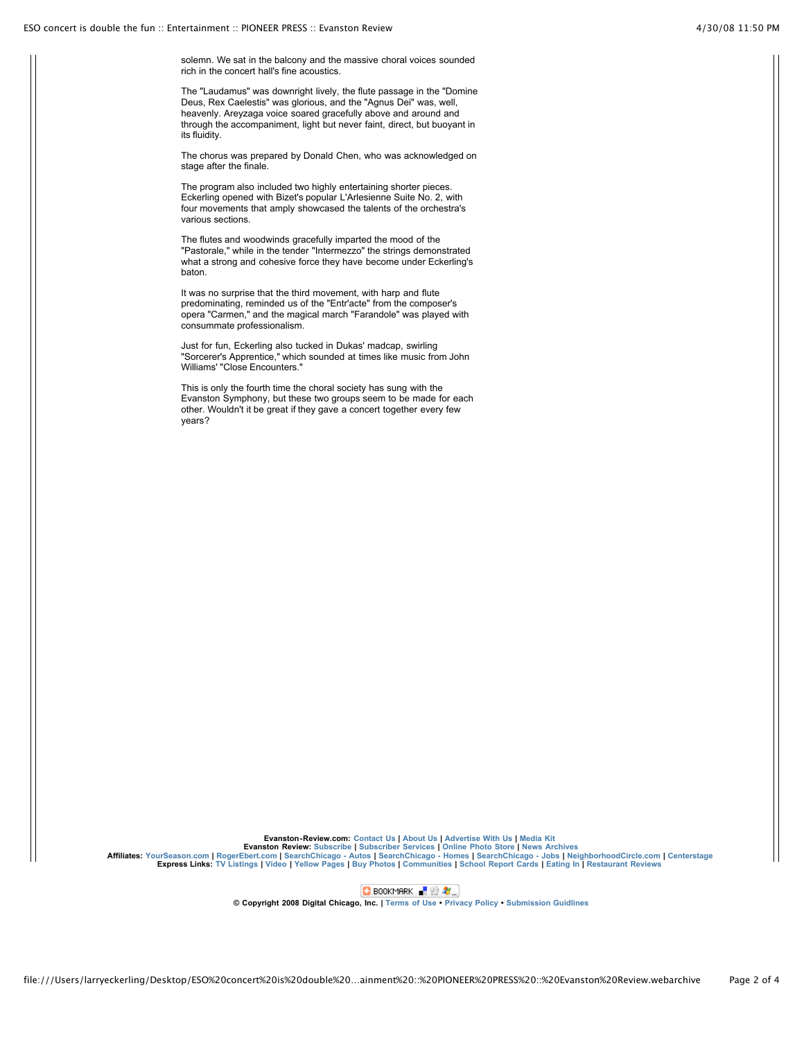solemn. We sat in the balcony and the massive choral voices sounded rich in the concert hall's fine acoustics.

The "Laudamus" was downright lively, the flute passage in the "Domine Deus, Rex Caelestis" was glorious, and the "Agnus Dei" was, well, heavenly. Areyzaga voice soared gracefully above and around and through the accompaniment, light but never faint, direct, but buoyant in its fluidity.

The chorus was prepared by Donald Chen, who was acknowledged on stage after the finale.

The program also included two highly entertaining shorter pieces. Eckerling opened with Bizet's popular L'Arlesienne Suite No. 2, with four movements that amply showcased the talents of the orchestra's various sections.

The flutes and woodwinds gracefully imparted the mood of the "Pastorale," while in the tender "Intermezzo" the strings demonstrated what a strong and cohesive force they have become under Eckerling's baton.

It was no surprise that the third movement, with harp and flute predominating, reminded us of the "Entr'acte" from the composer's opera "Carmen," and the magical march "Farandole" was played with consummate professionalism.

Just for fun, Eckerling also tucked in Dukas' madcap, swirling "Sorcerer's Apprentice," which sounded at times like music from John Williams' "Close Encounters."

This is only the fourth time the choral society has sung with the Evanston Symphony, but these two groups seem to be made for each other. Wouldn't it be great if they gave a concert together every few years?

**Evanston-Review.com:** Contact Us | About Us | Advertise With Us | Media Kit
**Evanston Review:** Subscribe | Subscriber Services | Online Photo Store | News Archives
**Affiliates:** YourSeason.com | RogerEbert.com | SearchChicago - Autos | SearchChicago - Homes | SearchChicago - Jobs | NeighborhoodCircle.com | Centerstage
**Express Links:** TV Listings | Video | Yellow Pages | Buy Photos | Communities | School Report Cards | Eating In | Restaurant Reviews

BOOKMARK

**© Copyright 2008 Digital Chicago, Inc.** | Terms of Use • Privacy Policy • Submission Guidlines